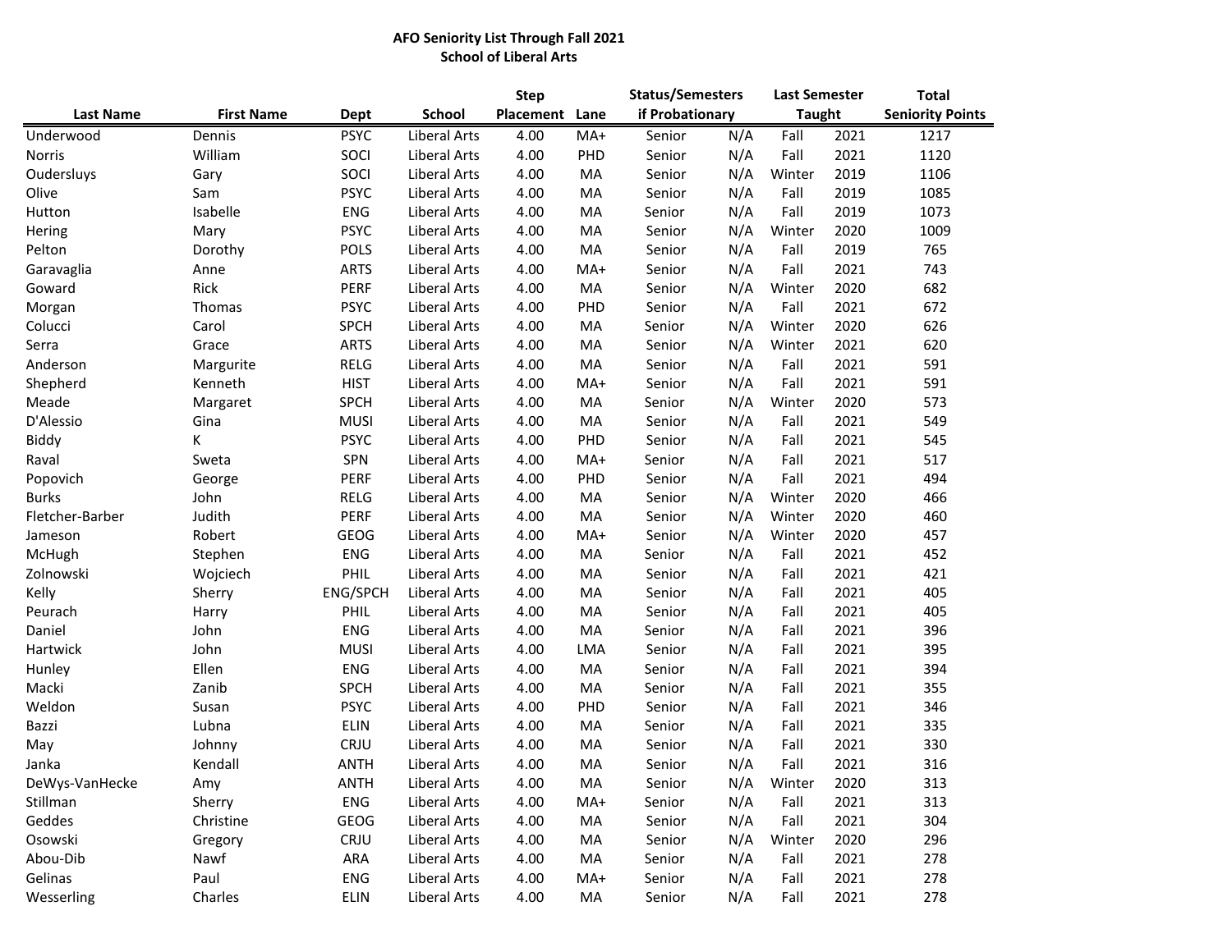**AFO Seniority List Through Fall 2021**
**School of Liberal Arts**

| Last Name | First Name | Dept | School | Step Placement | Lane | Status/Semesters if Probationary | | Last Semester Taught | | Total Seniority Points |
|---|---|---|---|---|---|---|---|---|---|---|
| Underwood | Dennis | PSYC | Liberal Arts | 4.00 | MA+ | Senior | N/A | Fall | 2021 | 1217 |
| Norris | William | SOCI | Liberal Arts | 4.00 | PHD | Senior | N/A | Fall | 2021 | 1120 |
| Oudersluys | Gary | SOCI | Liberal Arts | 4.00 | MA | Senior | N/A | Winter | 2019 | 1106 |
| Olive | Sam | PSYC | Liberal Arts | 4.00 | MA | Senior | N/A | Fall | 2019 | 1085 |
| Hutton | Isabelle | ENG | Liberal Arts | 4.00 | MA | Senior | N/A | Fall | 2019 | 1073 |
| Hering | Mary | PSYC | Liberal Arts | 4.00 | MA | Senior | N/A | Winter | 2020 | 1009 |
| Pelton | Dorothy | POLS | Liberal Arts | 4.00 | MA | Senior | N/A | Fall | 2019 | 765 |
| Garavaglia | Anne | ARTS | Liberal Arts | 4.00 | MA+ | Senior | N/A | Fall | 2021 | 743 |
| Goward | Rick | PERF | Liberal Arts | 4.00 | MA | Senior | N/A | Winter | 2020 | 682 |
| Morgan | Thomas | PSYC | Liberal Arts | 4.00 | PHD | Senior | N/A | Fall | 2021 | 672 |
| Colucci | Carol | SPCH | Liberal Arts | 4.00 | MA | Senior | N/A | Winter | 2020 | 626 |
| Serra | Grace | ARTS | Liberal Arts | 4.00 | MA | Senior | N/A | Winter | 2021 | 620 |
| Anderson | Margurite | RELG | Liberal Arts | 4.00 | MA | Senior | N/A | Fall | 2021 | 591 |
| Shepherd | Kenneth | HIST | Liberal Arts | 4.00 | MA+ | Senior | N/A | Fall | 2021 | 591 |
| Meade | Margaret | SPCH | Liberal Arts | 4.00 | MA | Senior | N/A | Winter | 2020 | 573 |
| D'Alessio | Gina | MUSI | Liberal Arts | 4.00 | MA | Senior | N/A | Fall | 2021 | 549 |
| Biddy | K | PSYC | Liberal Arts | 4.00 | PHD | Senior | N/A | Fall | 2021 | 545 |
| Raval | Sweta | SPN | Liberal Arts | 4.00 | MA+ | Senior | N/A | Fall | 2021 | 517 |
| Popovich | George | PERF | Liberal Arts | 4.00 | PHD | Senior | N/A | Fall | 2021 | 494 |
| Burks | John | RELG | Liberal Arts | 4.00 | MA | Senior | N/A | Winter | 2020 | 466 |
| Fletcher-Barber | Judith | PERF | Liberal Arts | 4.00 | MA | Senior | N/A | Winter | 2020 | 460 |
| Jameson | Robert | GEOG | Liberal Arts | 4.00 | MA+ | Senior | N/A | Winter | 2020 | 457 |
| McHugh | Stephen | ENG | Liberal Arts | 4.00 | MA | Senior | N/A | Fall | 2021 | 452 |
| Zolnowski | Wojciech | PHIL | Liberal Arts | 4.00 | MA | Senior | N/A | Fall | 2021 | 421 |
| Kelly | Sherry | ENG/SPCH | Liberal Arts | 4.00 | MA | Senior | N/A | Fall | 2021 | 405 |
| Peurach | Harry | PHIL | Liberal Arts | 4.00 | MA | Senior | N/A | Fall | 2021 | 405 |
| Daniel | John | ENG | Liberal Arts | 4.00 | MA | Senior | N/A | Fall | 2021 | 396 |
| Hartwick | John | MUSI | Liberal Arts | 4.00 | LMA | Senior | N/A | Fall | 2021 | 395 |
| Hunley | Ellen | ENG | Liberal Arts | 4.00 | MA | Senior | N/A | Fall | 2021 | 394 |
| Macki | Zanib | SPCH | Liberal Arts | 4.00 | MA | Senior | N/A | Fall | 2021 | 355 |
| Weldon | Susan | PSYC | Liberal Arts | 4.00 | PHD | Senior | N/A | Fall | 2021 | 346 |
| Bazzi | Lubna | ELIN | Liberal Arts | 4.00 | MA | Senior | N/A | Fall | 2021 | 335 |
| May | Johnny | CRJU | Liberal Arts | 4.00 | MA | Senior | N/A | Fall | 2021 | 330 |
| Janka | Kendall | ANTH | Liberal Arts | 4.00 | MA | Senior | N/A | Fall | 2021 | 316 |
| DeWys-VanHecke | Amy | ANTH | Liberal Arts | 4.00 | MA | Senior | N/A | Winter | 2020 | 313 |
| Stillman | Sherry | ENG | Liberal Arts | 4.00 | MA+ | Senior | N/A | Fall | 2021 | 313 |
| Geddes | Christine | GEOG | Liberal Arts | 4.00 | MA | Senior | N/A | Fall | 2021 | 304 |
| Osowski | Gregory | CRJU | Liberal Arts | 4.00 | MA | Senior | N/A | Winter | 2020 | 296 |
| Abou-Dib | Nawf | ARA | Liberal Arts | 4.00 | MA | Senior | N/A | Fall | 2021 | 278 |
| Gelinas | Paul | ENG | Liberal Arts | 4.00 | MA+ | Senior | N/A | Fall | 2021 | 278 |
| Wesserling | Charles | ELIN | Liberal Arts | 4.00 | MA | Senior | N/A | Fall | 2021 | 278 |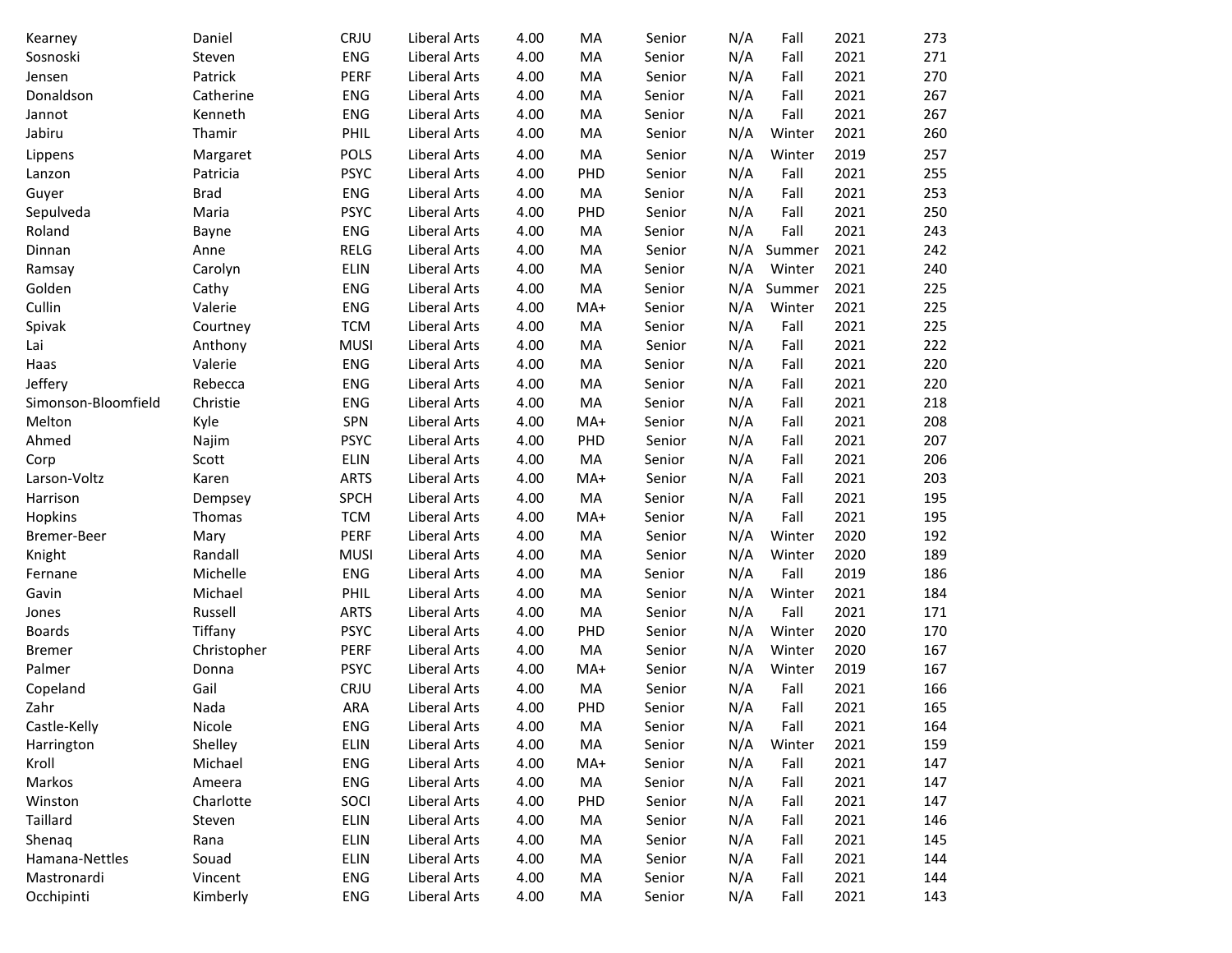| | | | | | | | | | | |
|---|---|---|---|---|---|---|---|---|---|---|
| Kearney | Daniel | CRJU | Liberal Arts | 4.00 | MA | Senior | N/A | Fall | 2021 | 273 |
| Sosnoski | Steven | ENG | Liberal Arts | 4.00 | MA | Senior | N/A | Fall | 2021 | 271 |
| Jensen | Patrick | PERF | Liberal Arts | 4.00 | MA | Senior | N/A | Fall | 2021 | 270 |
| Donaldson | Catherine | ENG | Liberal Arts | 4.00 | MA | Senior | N/A | Fall | 2021 | 267 |
| Jannot | Kenneth | ENG | Liberal Arts | 4.00 | MA | Senior | N/A | Fall | 2021 | 267 |
| Jabiru | Thamir | PHIL | Liberal Arts | 4.00 | MA | Senior | N/A | Winter | 2021 | 260 |
| Lippens | Margaret | POLS | Liberal Arts | 4.00 | MA | Senior | N/A | Winter | 2019 | 257 |
| Lanzon | Patricia | PSYC | Liberal Arts | 4.00 | PHD | Senior | N/A | Fall | 2021 | 255 |
| Guyer | Brad | ENG | Liberal Arts | 4.00 | MA | Senior | N/A | Fall | 2021 | 253 |
| Sepulveda | Maria | PSYC | Liberal Arts | 4.00 | PHD | Senior | N/A | Fall | 2021 | 250 |
| Roland | Bayne | ENG | Liberal Arts | 4.00 | MA | Senior | N/A | Fall | 2021 | 243 |
| Dinnan | Anne | RELG | Liberal Arts | 4.00 | MA | Senior | N/A | Summer | 2021 | 242 |
| Ramsay | Carolyn | ELIN | Liberal Arts | 4.00 | MA | Senior | N/A | Winter | 2021 | 240 |
| Golden | Cathy | ENG | Liberal Arts | 4.00 | MA | Senior | N/A | Summer | 2021 | 225 |
| Cullin | Valerie | ENG | Liberal Arts | 4.00 | MA+ | Senior | N/A | Winter | 2021 | 225 |
| Spivak | Courtney | TCM | Liberal Arts | 4.00 | MA | Senior | N/A | Fall | 2021 | 225 |
| Lai | Anthony | MUSI | Liberal Arts | 4.00 | MA | Senior | N/A | Fall | 2021 | 222 |
| Haas | Valerie | ENG | Liberal Arts | 4.00 | MA | Senior | N/A | Fall | 2021 | 220 |
| Jeffery | Rebecca | ENG | Liberal Arts | 4.00 | MA | Senior | N/A | Fall | 2021 | 220 |
| Simonson-Bloomfield | Christie | ENG | Liberal Arts | 4.00 | MA | Senior | N/A | Fall | 2021 | 218 |
| Melton | Kyle | SPN | Liberal Arts | 4.00 | MA+ | Senior | N/A | Fall | 2021 | 208 |
| Ahmed | Najim | PSYC | Liberal Arts | 4.00 | PHD | Senior | N/A | Fall | 2021 | 207 |
| Corp | Scott | ELIN | Liberal Arts | 4.00 | MA | Senior | N/A | Fall | 2021 | 206 |
| Larson-Voltz | Karen | ARTS | Liberal Arts | 4.00 | MA+ | Senior | N/A | Fall | 2021 | 203 |
| Harrison | Dempsey | SPCH | Liberal Arts | 4.00 | MA | Senior | N/A | Fall | 2021 | 195 |
| Hopkins | Thomas | TCM | Liberal Arts | 4.00 | MA+ | Senior | N/A | Fall | 2021 | 195 |
| Bremer-Beer | Mary | PERF | Liberal Arts | 4.00 | MA | Senior | N/A | Winter | 2020 | 192 |
| Knight | Randall | MUSI | Liberal Arts | 4.00 | MA | Senior | N/A | Winter | 2020 | 189 |
| Fernane | Michelle | ENG | Liberal Arts | 4.00 | MA | Senior | N/A | Fall | 2019 | 186 |
| Gavin | Michael | PHIL | Liberal Arts | 4.00 | MA | Senior | N/A | Winter | 2021 | 184 |
| Jones | Russell | ARTS | Liberal Arts | 4.00 | MA | Senior | N/A | Fall | 2021 | 171 |
| Boards | Tiffany | PSYC | Liberal Arts | 4.00 | PHD | Senior | N/A | Winter | 2020 | 170 |
| Bremer | Christopher | PERF | Liberal Arts | 4.00 | MA | Senior | N/A | Winter | 2020 | 167 |
| Palmer | Donna | PSYC | Liberal Arts | 4.00 | MA+ | Senior | N/A | Winter | 2019 | 167 |
| Copeland | Gail | CRJU | Liberal Arts | 4.00 | MA | Senior | N/A | Fall | 2021 | 166 |
| Zahr | Nada | ARA | Liberal Arts | 4.00 | PHD | Senior | N/A | Fall | 2021 | 165 |
| Castle-Kelly | Nicole | ENG | Liberal Arts | 4.00 | MA | Senior | N/A | Fall | 2021 | 164 |
| Harrington | Shelley | ELIN | Liberal Arts | 4.00 | MA | Senior | N/A | Winter | 2021 | 159 |
| Kroll | Michael | ENG | Liberal Arts | 4.00 | MA+ | Senior | N/A | Fall | 2021 | 147 |
| Markos | Ameera | ENG | Liberal Arts | 4.00 | MA | Senior | N/A | Fall | 2021 | 147 |
| Winston | Charlotte | SOCI | Liberal Arts | 4.00 | PHD | Senior | N/A | Fall | 2021 | 147 |
| Taillard | Steven | ELIN | Liberal Arts | 4.00 | MA | Senior | N/A | Fall | 2021 | 146 |
| Shenaq | Rana | ELIN | Liberal Arts | 4.00 | MA | Senior | N/A | Fall | 2021 | 145 |
| Hamana-Nettles | Souad | ELIN | Liberal Arts | 4.00 | MA | Senior | N/A | Fall | 2021 | 144 |
| Mastronardi | Vincent | ENG | Liberal Arts | 4.00 | MA | Senior | N/A | Fall | 2021 | 144 |
| Occhipinti | Kimberly | ENG | Liberal Arts | 4.00 | MA | Senior | N/A | Fall | 2021 | 143 |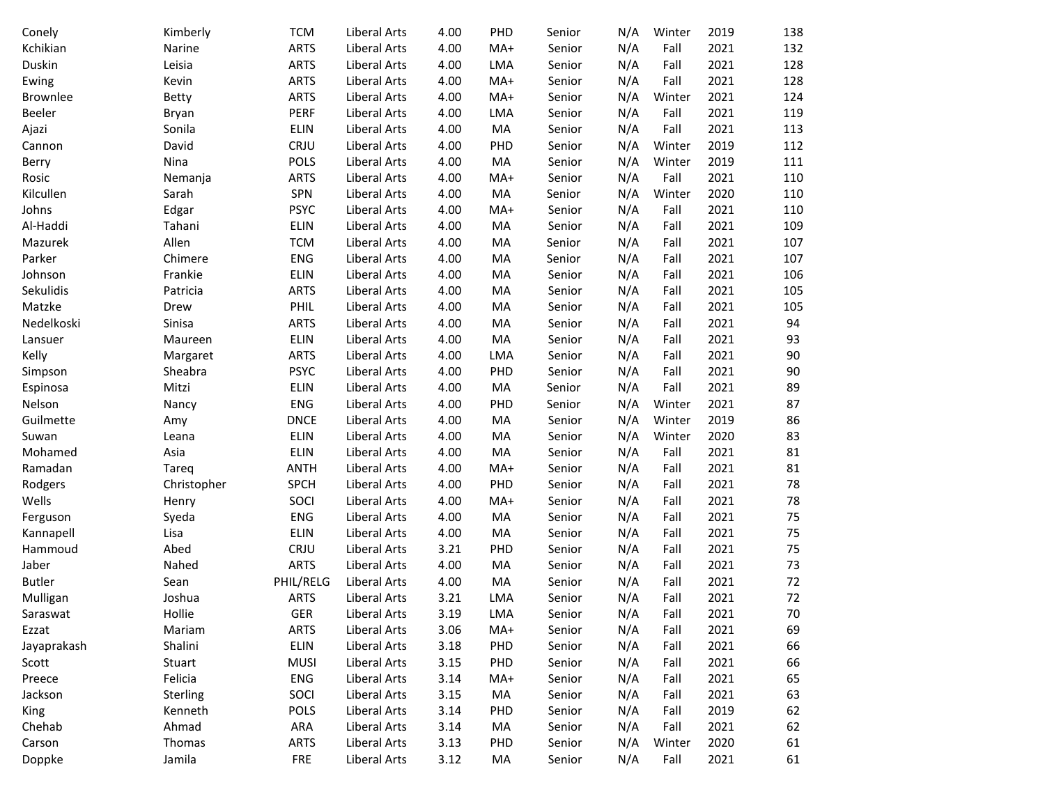| | | | | | | | | | | |
|---|---|---|---|---|---|---|---|---|---|---|
| Conely | Kimberly | TCM | Liberal Arts | 4.00 | PHD | Senior | N/A | Winter | 2019 | 138 |
| Kchikian | Narine | ARTS | Liberal Arts | 4.00 | MA+ | Senior | N/A | Fall | 2021 | 132 |
| Duskin | Leisia | ARTS | Liberal Arts | 4.00 | LMA | Senior | N/A | Fall | 2021 | 128 |
| Ewing | Kevin | ARTS | Liberal Arts | 4.00 | MA+ | Senior | N/A | Fall | 2021 | 128 |
| Brownlee | Betty | ARTS | Liberal Arts | 4.00 | MA+ | Senior | N/A | Winter | 2021 | 124 |
| Beeler | Bryan | PERF | Liberal Arts | 4.00 | LMA | Senior | N/A | Fall | 2021 | 119 |
| Ajazi | Sonila | ELIN | Liberal Arts | 4.00 | MA | Senior | N/A | Fall | 2021 | 113 |
| Cannon | David | CRJU | Liberal Arts | 4.00 | PHD | Senior | N/A | Winter | 2019 | 112 |
| Berry | Nina | POLS | Liberal Arts | 4.00 | MA | Senior | N/A | Winter | 2019 | 111 |
| Rosic | Nemanja | ARTS | Liberal Arts | 4.00 | MA+ | Senior | N/A | Fall | 2021 | 110 |
| Kilcullen | Sarah | SPN | Liberal Arts | 4.00 | MA | Senior | N/A | Winter | 2020 | 110 |
| Johns | Edgar | PSYC | Liberal Arts | 4.00 | MA+ | Senior | N/A | Fall | 2021 | 110 |
| Al-Haddi | Tahani | ELIN | Liberal Arts | 4.00 | MA | Senior | N/A | Fall | 2021 | 109 |
| Mazurek | Allen | TCM | Liberal Arts | 4.00 | MA | Senior | N/A | Fall | 2021 | 107 |
| Parker | Chimere | ENG | Liberal Arts | 4.00 | MA | Senior | N/A | Fall | 2021 | 107 |
| Johnson | Frankie | ELIN | Liberal Arts | 4.00 | MA | Senior | N/A | Fall | 2021 | 106 |
| Sekulidis | Patricia | ARTS | Liberal Arts | 4.00 | MA | Senior | N/A | Fall | 2021 | 105 |
| Matzke | Drew | PHIL | Liberal Arts | 4.00 | MA | Senior | N/A | Fall | 2021 | 105 |
| Nedelkoski | Sinisa | ARTS | Liberal Arts | 4.00 | MA | Senior | N/A | Fall | 2021 | 94 |
| Lansuer | Maureen | ELIN | Liberal Arts | 4.00 | MA | Senior | N/A | Fall | 2021 | 93 |
| Kelly | Margaret | ARTS | Liberal Arts | 4.00 | LMA | Senior | N/A | Fall | 2021 | 90 |
| Simpson | Sheabra | PSYC | Liberal Arts | 4.00 | PHD | Senior | N/A | Fall | 2021 | 90 |
| Espinosa | Mitzi | ELIN | Liberal Arts | 4.00 | MA | Senior | N/A | Fall | 2021 | 89 |
| Nelson | Nancy | ENG | Liberal Arts | 4.00 | PHD | Senior | N/A | Winter | 2021 | 87 |
| Guilmette | Amy | DNCE | Liberal Arts | 4.00 | MA | Senior | N/A | Winter | 2019 | 86 |
| Suwan | Leana | ELIN | Liberal Arts | 4.00 | MA | Senior | N/A | Winter | 2020 | 83 |
| Mohamed | Asia | ELIN | Liberal Arts | 4.00 | MA | Senior | N/A | Fall | 2021 | 81 |
| Ramadan | Tareq | ANTH | Liberal Arts | 4.00 | MA+ | Senior | N/A | Fall | 2021 | 81 |
| Rodgers | Christopher | SPCH | Liberal Arts | 4.00 | PHD | Senior | N/A | Fall | 2021 | 78 |
| Wells | Henry | SOCI | Liberal Arts | 4.00 | MA+ | Senior | N/A | Fall | 2021 | 78 |
| Ferguson | Syeda | ENG | Liberal Arts | 4.00 | MA | Senior | N/A | Fall | 2021 | 75 |
| Kannapell | Lisa | ELIN | Liberal Arts | 4.00 | MA | Senior | N/A | Fall | 2021 | 75 |
| Hammoud | Abed | CRJU | Liberal Arts | 3.21 | PHD | Senior | N/A | Fall | 2021 | 75 |
| Jaber | Nahed | ARTS | Liberal Arts | 4.00 | MA | Senior | N/A | Fall | 2021 | 73 |
| Butler | Sean | PHIL/RELG | Liberal Arts | 4.00 | MA | Senior | N/A | Fall | 2021 | 72 |
| Mulligan | Joshua | ARTS | Liberal Arts | 3.21 | LMA | Senior | N/A | Fall | 2021 | 72 |
| Saraswat | Hollie | GER | Liberal Arts | 3.19 | LMA | Senior | N/A | Fall | 2021 | 70 |
| Ezzat | Mariam | ARTS | Liberal Arts | 3.06 | MA+ | Senior | N/A | Fall | 2021 | 69 |
| Jayaprakash | Shalini | ELIN | Liberal Arts | 3.18 | PHD | Senior | N/A | Fall | 2021 | 66 |
| Scott | Stuart | MUSI | Liberal Arts | 3.15 | PHD | Senior | N/A | Fall | 2021 | 66 |
| Preece | Felicia | ENG | Liberal Arts | 3.14 | MA+ | Senior | N/A | Fall | 2021 | 65 |
| Jackson | Sterling | SOCI | Liberal Arts | 3.15 | MA | Senior | N/A | Fall | 2021 | 63 |
| King | Kenneth | POLS | Liberal Arts | 3.14 | PHD | Senior | N/A | Fall | 2019 | 62 |
| Chehab | Ahmad | ARA | Liberal Arts | 3.14 | MA | Senior | N/A | Fall | 2021 | 62 |
| Carson | Thomas | ARTS | Liberal Arts | 3.13 | PHD | Senior | N/A | Winter | 2020 | 61 |
| Doppke | Jamila | FRE | Liberal Arts | 3.12 | MA | Senior | N/A | Fall | 2021 | 61 |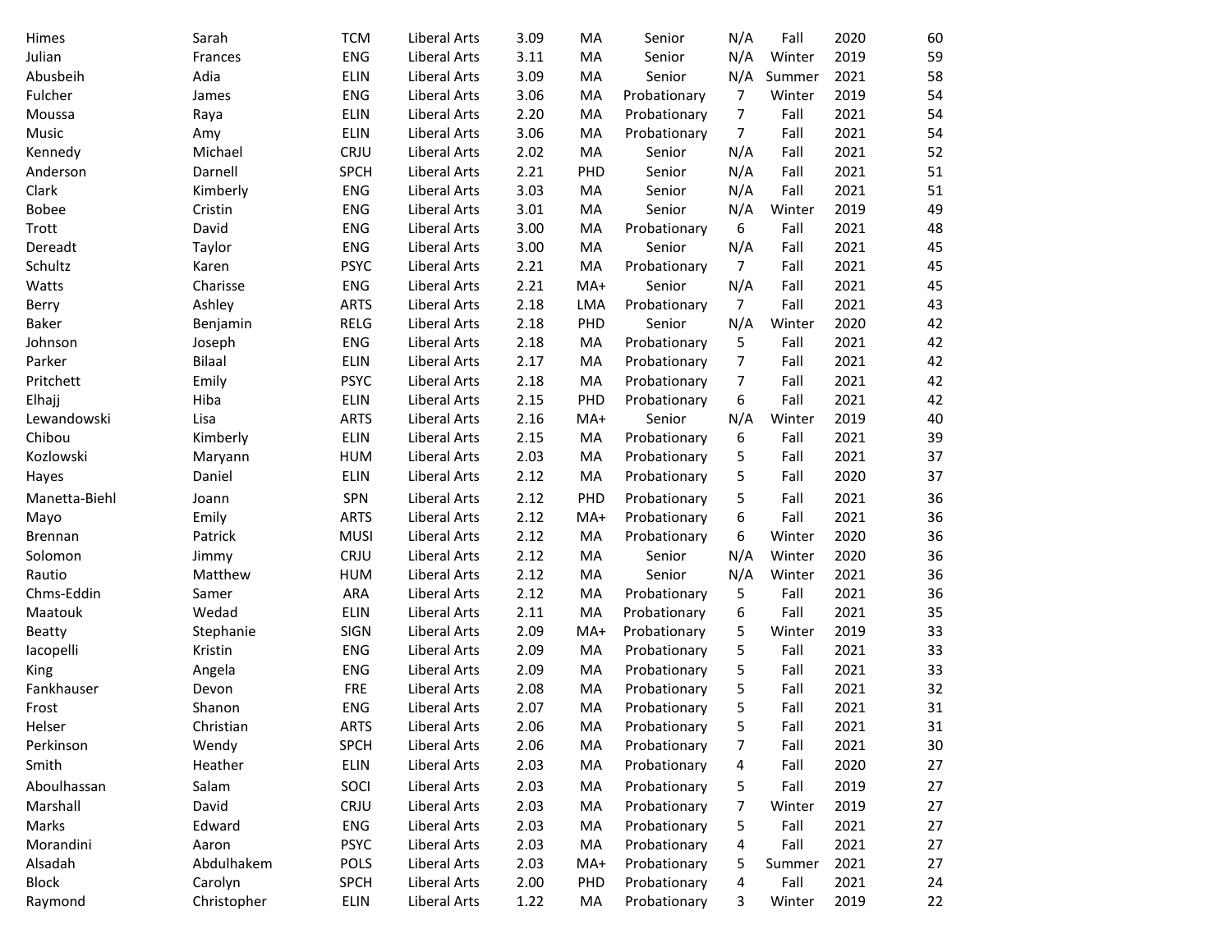| | | | | | | | | | | |
|---|---|---|---|---|---|---|---|---|---|---|
| Himes | Sarah | TCM | Liberal Arts | 3.09 | MA | Senior | N/A | Fall | 2020 | 60 |
| Julian | Frances | ENG | Liberal Arts | 3.11 | MA | Senior | N/A | Winter | 2019 | 59 |
| Abusbeih | Adia | ELIN | Liberal Arts | 3.09 | MA | Senior | N/A | Summer | 2021 | 58 |
| Fulcher | James | ENG | Liberal Arts | 3.06 | MA | Probationary | 7 | Winter | 2019 | 54 |
| Moussa | Raya | ELIN | Liberal Arts | 2.20 | MA | Probationary | 7 | Fall | 2021 | 54 |
| Music | Amy | ELIN | Liberal Arts | 3.06 | MA | Probationary | 7 | Fall | 2021 | 54 |
| Kennedy | Michael | CRJU | Liberal Arts | 2.02 | MA | Senior | N/A | Fall | 2021 | 52 |
| Anderson | Darnell | SPCH | Liberal Arts | 2.21 | PHD | Senior | N/A | Fall | 2021 | 51 |
| Clark | Kimberly | ENG | Liberal Arts | 3.03 | MA | Senior | N/A | Fall | 2021 | 51 |
| Bobee | Cristin | ENG | Liberal Arts | 3.01 | MA | Senior | N/A | Winter | 2019 | 49 |
| Trott | David | ENG | Liberal Arts | 3.00 | MA | Probationary | 6 | Fall | 2021 | 48 |
| Dereadt | Taylor | ENG | Liberal Arts | 3.00 | MA | Senior | N/A | Fall | 2021 | 45 |
| Schultz | Karen | PSYC | Liberal Arts | 2.21 | MA | Probationary | 7 | Fall | 2021 | 45 |
| Watts | Charisse | ENG | Liberal Arts | 2.21 | MA+ | Senior | N/A | Fall | 2021 | 45 |
| Berry | Ashley | ARTS | Liberal Arts | 2.18 | LMA | Probationary | 7 | Fall | 2021 | 43 |
| Baker | Benjamin | RELG | Liberal Arts | 2.18 | PHD | Senior | N/A | Winter | 2020 | 42 |
| Johnson | Joseph | ENG | Liberal Arts | 2.18 | MA | Probationary | 5 | Fall | 2021 | 42 |
| Parker | Bilaal | ELIN | Liberal Arts | 2.17 | MA | Probationary | 7 | Fall | 2021 | 42 |
| Pritchett | Emily | PSYC | Liberal Arts | 2.18 | MA | Probationary | 7 | Fall | 2021 | 42 |
| Elhajj | Hiba | ELIN | Liberal Arts | 2.15 | PHD | Probationary | 6 | Fall | 2021 | 42 |
| Lewandowski | Lisa | ARTS | Liberal Arts | 2.16 | MA+ | Senior | N/A | Winter | 2019 | 40 |
| Chibou | Kimberly | ELIN | Liberal Arts | 2.15 | MA | Probationary | 6 | Fall | 2021 | 39 |
| Kozlowski | Maryann | HUM | Liberal Arts | 2.03 | MA | Probationary | 5 | Fall | 2021 | 37 |
| Hayes | Daniel | ELIN | Liberal Arts | 2.12 | MA | Probationary | 5 | Fall | 2020 | 37 |
| Manetta-Biehl | Joann | SPN | Liberal Arts | 2.12 | PHD | Probationary | 5 | Fall | 2021 | 36 |
| Mayo | Emily | ARTS | Liberal Arts | 2.12 | MA+ | Probationary | 6 | Fall | 2021 | 36 |
| Brennan | Patrick | MUSI | Liberal Arts | 2.12 | MA | Probationary | 6 | Winter | 2020 | 36 |
| Solomon | Jimmy | CRJU | Liberal Arts | 2.12 | MA | Senior | N/A | Winter | 2020 | 36 |
| Rautio | Matthew | HUM | Liberal Arts | 2.12 | MA | Senior | N/A | Winter | 2021 | 36 |
| Chms-Eddin | Samer | ARA | Liberal Arts | 2.12 | MA | Probationary | 5 | Fall | 2021 | 36 |
| Maatouk | Wedad | ELIN | Liberal Arts | 2.11 | MA | Probationary | 6 | Fall | 2021 | 35 |
| Beatty | Stephanie | SIGN | Liberal Arts | 2.09 | MA+ | Probationary | 5 | Winter | 2019 | 33 |
| Iacopelli | Kristin | ENG | Liberal Arts | 2.09 | MA | Probationary | 5 | Fall | 2021 | 33 |
| King | Angela | ENG | Liberal Arts | 2.09 | MA | Probationary | 5 | Fall | 2021 | 33 |
| Fankhauser | Devon | FRE | Liberal Arts | 2.08 | MA | Probationary | 5 | Fall | 2021 | 32 |
| Frost | Shanon | ENG | Liberal Arts | 2.07 | MA | Probationary | 5 | Fall | 2021 | 31 |
| Helser | Christian | ARTS | Liberal Arts | 2.06 | MA | Probationary | 5 | Fall | 2021 | 31 |
| Perkinson | Wendy | SPCH | Liberal Arts | 2.06 | MA | Probationary | 7 | Fall | 2021 | 30 |
| Smith | Heather | ELIN | Liberal Arts | 2.03 | MA | Probationary | 4 | Fall | 2020 | 27 |
| Aboulhassan | Salam | SOCI | Liberal Arts | 2.03 | MA | Probationary | 5 | Fall | 2019 | 27 |
| Marshall | David | CRJU | Liberal Arts | 2.03 | MA | Probationary | 7 | Winter | 2019 | 27 |
| Marks | Edward | ENG | Liberal Arts | 2.03 | MA | Probationary | 5 | Fall | 2021 | 27 |
| Morandini | Aaron | PSYC | Liberal Arts | 2.03 | MA | Probationary | 4 | Fall | 2021 | 27 |
| Alsadah | Abdulhakem | POLS | Liberal Arts | 2.03 | MA+ | Probationary | 5 | Summer | 2021 | 27 |
| Block | Carolyn | SPCH | Liberal Arts | 2.00 | PHD | Probationary | 4 | Fall | 2021 | 24 |
| Raymond | Christopher | ELIN | Liberal Arts | 1.22 | MA | Probationary | 3 | Winter | 2019 | 22 |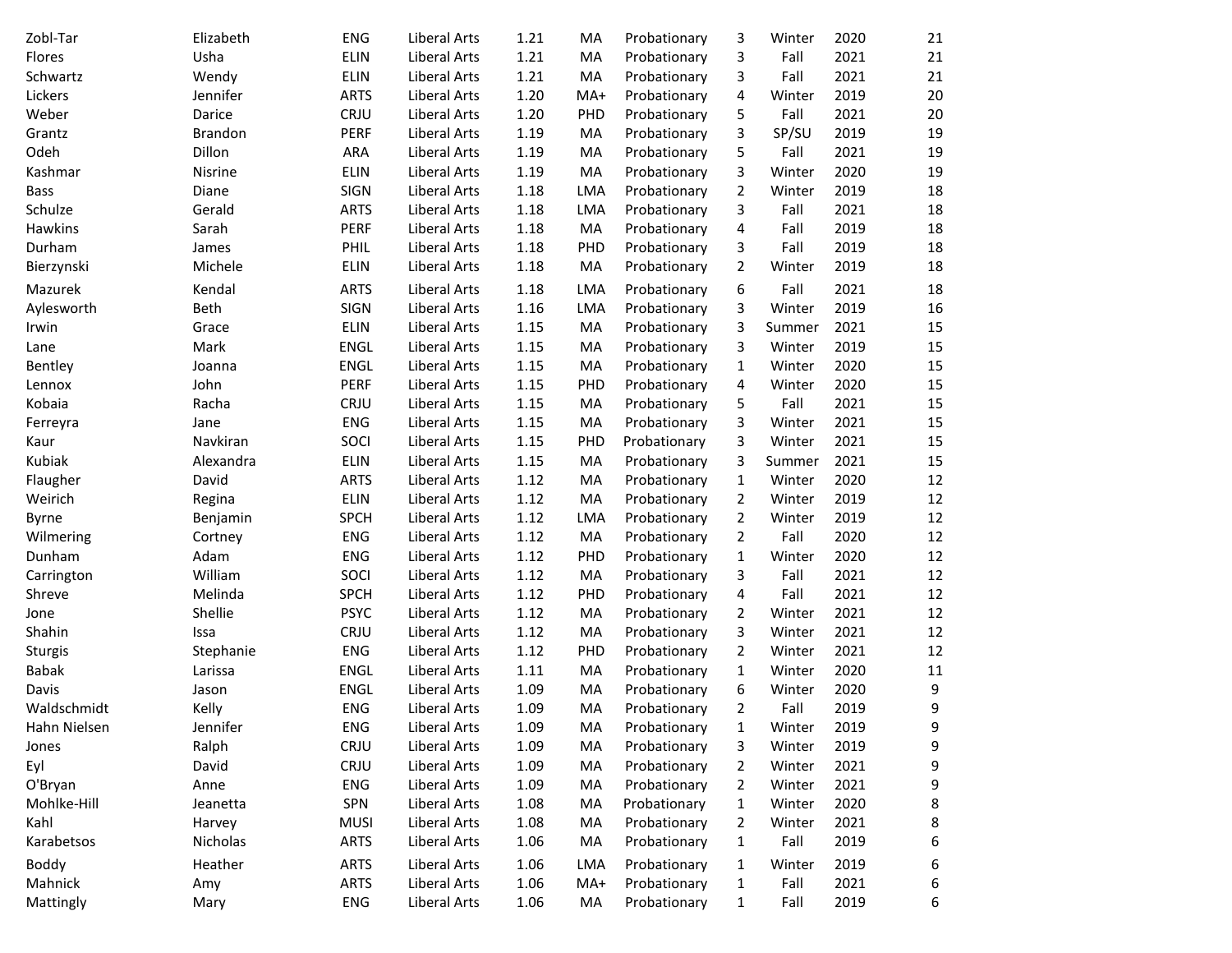| | | | | | | | | | | |
|---|---|---|---|---|---|---|---|---|---|---|
| Zobl-Tar | Elizabeth | ENG | Liberal Arts | 1.21 | MA | Probationary | 3 | Winter | 2020 | 21 |
| Flores | Usha | ELIN | Liberal Arts | 1.21 | MA | Probationary | 3 | Fall | 2021 | 21 |
| Schwartz | Wendy | ELIN | Liberal Arts | 1.20 | MA | Probationary | 3 | Fall | 2021 | 21 |
| Lickers | Jennifer | ARTS | Liberal Arts | 1.20 | MA+ | Probationary | 4 | Winter | 2019 | 20 |
| Weber | Darice | CRJU | Liberal Arts | 1.20 | PHD | Probationary | 5 | Fall | 2021 | 20 |
| Grantz | Brandon | PERF | Liberal Arts | 1.19 | MA | Probationary | 3 | SP/SU | 2019 | 19 |
| Odeh | Dillon | ARA | Liberal Arts | 1.19 | MA | Probationary | 5 | Fall | 2021 | 19 |
| Kashmar | Nisrine | ELIN | Liberal Arts | 1.19 | MA | Probationary | 3 | Winter | 2020 | 19 |
| Bass | Diane | SIGN | Liberal Arts | 1.18 | LMA | Probationary | 2 | Winter | 2019 | 18 |
| Schulze | Gerald | ARTS | Liberal Arts | 1.18 | LMA | Probationary | 3 | Fall | 2021 | 18 |
| Hawkins | Sarah | PERF | Liberal Arts | 1.18 | MA | Probationary | 4 | Fall | 2019 | 18 |
| Durham | James | PHIL | Liberal Arts | 1.18 | PHD | Probationary | 3 | Fall | 2019 | 18 |
| Bierzynski | Michele | ELIN | Liberal Arts | 1.18 | MA | Probationary | 2 | Winter | 2019 | 18 |
| Mazurek | Kendal | ARTS | Liberal Arts | 1.18 | LMA | Probationary | 6 | Fall | 2021 | 18 |
| Aylesworth | Beth | SIGN | Liberal Arts | 1.16 | LMA | Probationary | 3 | Winter | 2019 | 16 |
| Irwin | Grace | ELIN | Liberal Arts | 1.15 | MA | Probationary | 3 | Summer | 2021 | 15 |
| Lane | Mark | ENGL | Liberal Arts | 1.15 | MA | Probationary | 3 | Winter | 2019 | 15 |
| Bentley | Joanna | ENGL | Liberal Arts | 1.15 | MA | Probationary | 1 | Winter | 2020 | 15 |
| Lennox | John | PERF | Liberal Arts | 1.15 | PHD | Probationary | 4 | Winter | 2020 | 15 |
| Kobaia | Racha | CRJU | Liberal Arts | 1.15 | MA | Probationary | 5 | Fall | 2021 | 15 |
| Ferreyra | Jane | ENG | Liberal Arts | 1.15 | MA | Probationary | 3 | Winter | 2021 | 15 |
| Kaur | Navkiran | SOCI | Liberal Arts | 1.15 | PHD | Probationary | 3 | Winter | 2021 | 15 |
| Kubiak | Alexandra | ELIN | Liberal Arts | 1.15 | MA | Probationary | 3 | Summer | 2021 | 15 |
| Flaugher | David | ARTS | Liberal Arts | 1.12 | MA | Probationary | 1 | Winter | 2020 | 12 |
| Weirich | Regina | ELIN | Liberal Arts | 1.12 | MA | Probationary | 2 | Winter | 2019 | 12 |
| Byrne | Benjamin | SPCH | Liberal Arts | 1.12 | LMA | Probationary | 2 | Winter | 2019 | 12 |
| Wilmering | Cortney | ENG | Liberal Arts | 1.12 | MA | Probationary | 2 | Fall | 2020 | 12 |
| Dunham | Adam | ENG | Liberal Arts | 1.12 | PHD | Probationary | 1 | Winter | 2020 | 12 |
| Carrington | William | SOCI | Liberal Arts | 1.12 | MA | Probationary | 3 | Fall | 2021 | 12 |
| Shreve | Melinda | SPCH | Liberal Arts | 1.12 | PHD | Probationary | 4 | Fall | 2021 | 12 |
| Jone | Shellie | PSYC | Liberal Arts | 1.12 | MA | Probationary | 2 | Winter | 2021 | 12 |
| Shahin | Issa | CRJU | Liberal Arts | 1.12 | MA | Probationary | 3 | Winter | 2021 | 12 |
| Sturgis | Stephanie | ENG | Liberal Arts | 1.12 | PHD | Probationary | 2 | Winter | 2021 | 12 |
| Babak | Larissa | ENGL | Liberal Arts | 1.11 | MA | Probationary | 1 | Winter | 2020 | 11 |
| Davis | Jason | ENGL | Liberal Arts | 1.09 | MA | Probationary | 6 | Winter | 2020 | 9 |
| Waldschmidt | Kelly | ENG | Liberal Arts | 1.09 | MA | Probationary | 2 | Fall | 2019 | 9 |
| Hahn Nielsen | Jennifer | ENG | Liberal Arts | 1.09 | MA | Probationary | 1 | Winter | 2019 | 9 |
| Jones | Ralph | CRJU | Liberal Arts | 1.09 | MA | Probationary | 3 | Winter | 2019 | 9 |
| Eyl | David | CRJU | Liberal Arts | 1.09 | MA | Probationary | 2 | Winter | 2021 | 9 |
| O'Bryan | Anne | ENG | Liberal Arts | 1.09 | MA | Probationary | 2 | Winter | 2021 | 9 |
| Mohlke-Hill | Jeanetta | SPN | Liberal Arts | 1.08 | MA | Probationary | 1 | Winter | 2020 | 8 |
| Kahl | Harvey | MUSI | Liberal Arts | 1.08 | MA | Probationary | 2 | Winter | 2021 | 8 |
| Karabetsos | Nicholas | ARTS | Liberal Arts | 1.06 | MA | Probationary | 1 | Fall | 2019 | 6 |
| Boddy | Heather | ARTS | Liberal Arts | 1.06 | LMA | Probationary | 1 | Winter | 2019 | 6 |
| Mahnick | Amy | ARTS | Liberal Arts | 1.06 | MA+ | Probationary | 1 | Fall | 2021 | 6 |
| Mattingly | Mary | ENG | Liberal Arts | 1.06 | MA | Probationary | 1 | Fall | 2019 | 6 |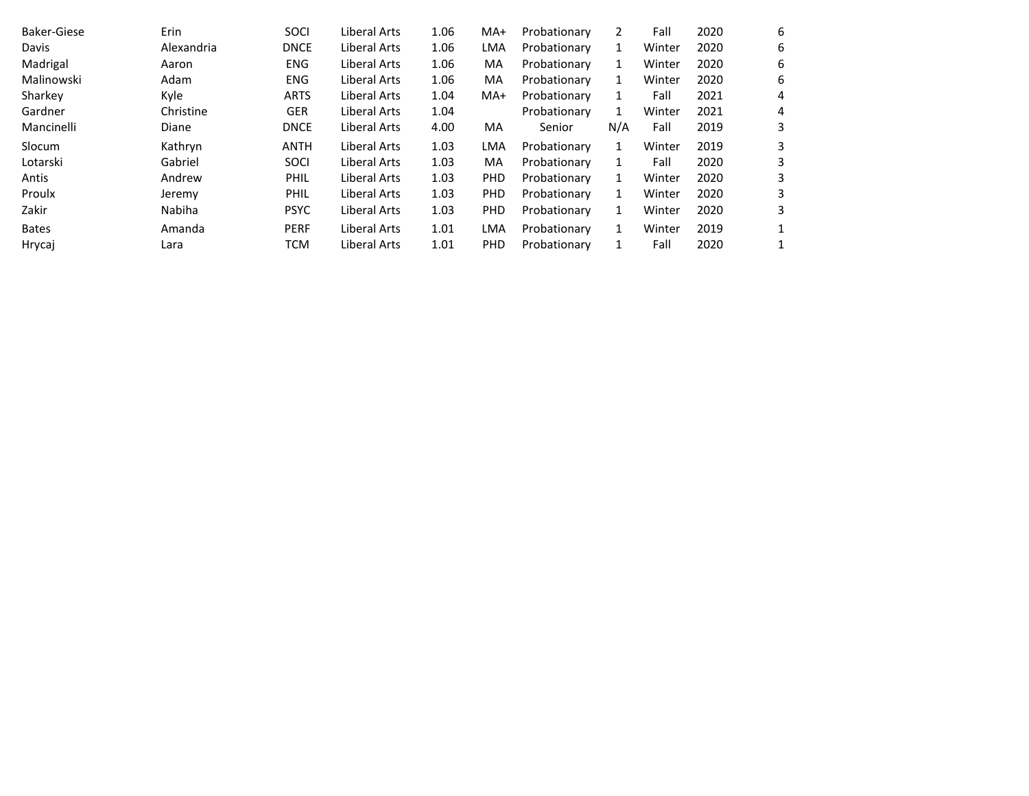| | | | | | | | | | | |
|---|---|---|---|---|---|---|---|---|---|---|
| Baker-Giese | Erin | SOCI | Liberal Arts | 1.06 | MA+ | Probationary | 2 | Fall | 2020 | 6 |
| Davis | Alexandria | DNCE | Liberal Arts | 1.06 | LMA | Probationary | 1 | Winter | 2020 | 6 |
| Madrigal | Aaron | ENG | Liberal Arts | 1.06 | MA | Probationary | 1 | Winter | 2020 | 6 |
| Malinowski | Adam | ENG | Liberal Arts | 1.06 | MA | Probationary | 1 | Winter | 2020 | 6 |
| Sharkey | Kyle | ARTS | Liberal Arts | 1.04 | MA+ | Probationary | 1 | Fall | 2021 | 4 |
| Gardner | Christine | GER | Liberal Arts | 1.04 | | Probationary | 1 | Winter | 2021 | 4 |
| Mancinelli | Diane | DNCE | Liberal Arts | 4.00 | MA | Senior | N/A | Fall | 2019 | 3 |
| Slocum | Kathryn | ANTH | Liberal Arts | 1.03 | LMA | Probationary | 1 | Winter | 2019 | 3 |
| Lotarski | Gabriel | SOCI | Liberal Arts | 1.03 | MA | Probationary | 1 | Fall | 2020 | 3 |
| Antis | Andrew | PHIL | Liberal Arts | 1.03 | PHD | Probationary | 1 | Winter | 2020 | 3 |
| Proulx | Jeremy | PHIL | Liberal Arts | 1.03 | PHD | Probationary | 1 | Winter | 2020 | 3 |
| Zakir | Nabiha | PSYC | Liberal Arts | 1.03 | PHD | Probationary | 1 | Winter | 2020 | 3 |
| Bates | Amanda | PERF | Liberal Arts | 1.01 | LMA | Probationary | 1 | Winter | 2019 | 1 |
| Hrycaj | Lara | TCM | Liberal Arts | 1.01 | PHD | Probationary | 1 | Fall | 2020 | 1 |